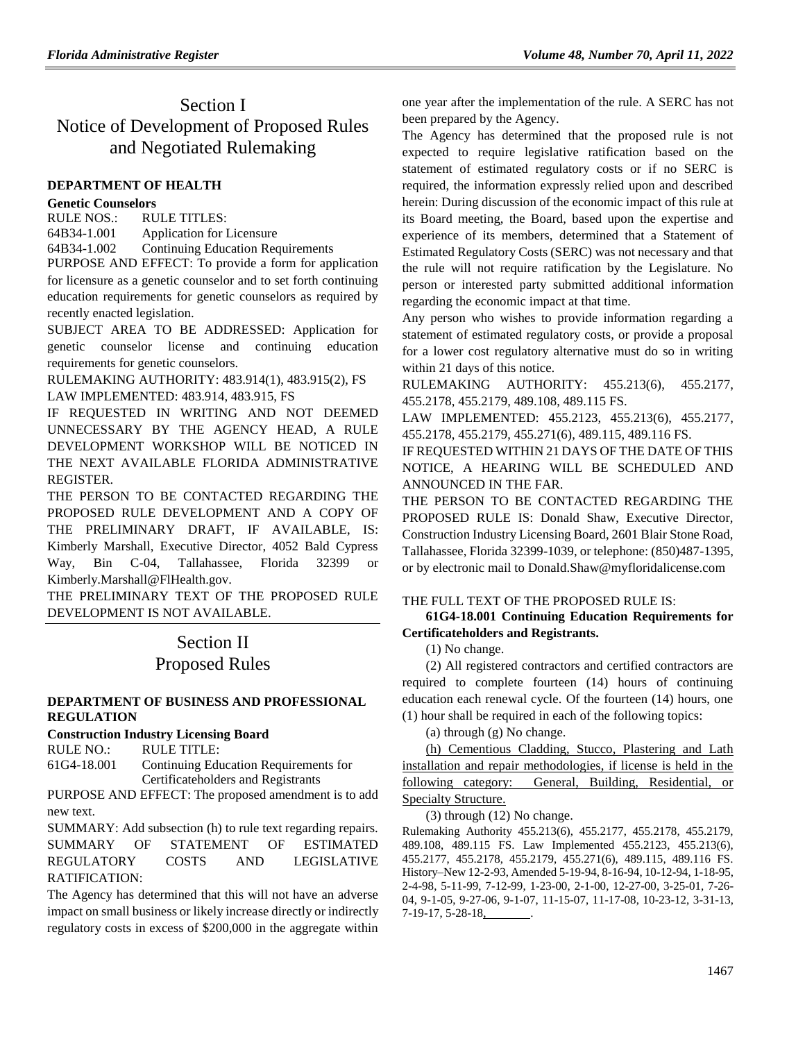# Section I
# Notice of Development of Proposed Rules and Negotiated Rulemaking

### DEPARTMENT OF HEALTH

**Genetic Counselors**

RULE NOS.: RULE TITLES:

64B34-1.001 Application for Licensure

64B34-1.002 Continuing Education Requirements

PURPOSE AND EFFECT: To provide a form for application for licensure as a genetic counselor and to set forth continuing education requirements for genetic counselors as required by recently enacted legislation.

SUBJECT AREA TO BE ADDRESSED: Application for genetic counselor license and continuing education requirements for genetic counselors.

RULEMAKING AUTHORITY: 483.914(1), 483.915(2), FS

LAW IMPLEMENTED: 483.914, 483.915, FS

IF REQUESTED IN WRITING AND NOT DEEMED UNNECESSARY BY THE AGENCY HEAD, A RULE DEVELOPMENT WORKSHOP WILL BE NOTICED IN THE NEXT AVAILABLE FLORIDA ADMINISTRATIVE REGISTER.

THE PERSON TO BE CONTACTED REGARDING THE PROPOSED RULE DEVELOPMENT AND A COPY OF THE PRELIMINARY DRAFT, IF AVAILABLE, IS: Kimberly Marshall, Executive Director, 4052 Bald Cypress Way, Bin C-04, Tallahassee, Florida 32399 or Kimberly.Marshall@FlHealth.gov.

THE PRELIMINARY TEXT OF THE PROPOSED RULE DEVELOPMENT IS NOT AVAILABLE.

# Section II
# Proposed Rules

### DEPARTMENT OF BUSINESS AND PROFESSIONAL REGULATION

**Construction Industry Licensing Board**

RULE NO.: RULE TITLE:

61G4-18.001 Continuing Education Requirements for Certificateholders and Registrants

PURPOSE AND EFFECT: The proposed amendment is to add new text.

SUMMARY: Add subsection (h) to rule text regarding repairs.

SUMMARY OF STATEMENT OF ESTIMATED REGULATORY COSTS AND LEGISLATIVE RATIFICATION:

The Agency has determined that this will not have an adverse impact on small business or likely increase directly or indirectly regulatory costs in excess of $200,000 in the aggregate within one year after the implementation of the rule. A SERC has not been prepared by the Agency.

The Agency has determined that the proposed rule is not expected to require legislative ratification based on the statement of estimated regulatory costs or if no SERC is required, the information expressly relied upon and described herein: During discussion of the economic impact of this rule at its Board meeting, the Board, based upon the expertise and experience of its members, determined that a Statement of Estimated Regulatory Costs (SERC) was not necessary and that the rule will not require ratification by the Legislature. No person or interested party submitted additional information regarding the economic impact at that time.

Any person who wishes to provide information regarding a statement of estimated regulatory costs, or provide a proposal for a lower cost regulatory alternative must do so in writing within 21 days of this notice.

RULEMAKING AUTHORITY: 455.213(6), 455.2177, 455.2178, 455.2179, 489.108, 489.115 FS.

LAW IMPLEMENTED: 455.2123, 455.213(6), 455.2177, 455.2178, 455.2179, 455.271(6), 489.115, 489.116 FS.

IF REQUESTED WITHIN 21 DAYS OF THE DATE OF THIS NOTICE, A HEARING WILL BE SCHEDULED AND ANNOUNCED IN THE FAR.

THE PERSON TO BE CONTACTED REGARDING THE PROPOSED RULE IS: Donald Shaw, Executive Director, Construction Industry Licensing Board, 2601 Blair Stone Road, Tallahassee, Florida 32399-1039, or telephone: (850)487-1395, or by electronic mail to Donald.Shaw@myfloridalicense.com

THE FULL TEXT OF THE PROPOSED RULE IS:

**61G4-18.001 Continuing Education Requirements for Certificateholders and Registrants.**

(1) No change.

(2) All registered contractors and certified contractors are required to complete fourteen (14) hours of continuing education each renewal cycle. Of the fourteen (14) hours, one (1) hour shall be required in each of the following topics:

(a) through (g) No change.

(h) Cementious Cladding, Stucco, Plastering and Lath installation and repair methodologies, if license is held in the following category: General, Building, Residential, or Specialty Structure.

(3) through (12) No change.

Rulemaking Authority 455.213(6), 455.2177, 455.2178, 455.2179, 489.108, 489.115 FS. Law Implemented 455.2123, 455.213(6), 455.2177, 455.2178, 455.2179, 455.271(6), 489.115, 489.116 FS. History–New 12-2-93, Amended 5-19-94, 8-16-94, 10-12-94, 1-18-95, 2-4-98, 5-11-99, 7-12-99, 1-23-00, 2-1-00, 12-27-00, 3-25-01, 7-26-04, 9-1-05, 9-27-06, 9-1-07, 11-15-07, 11-17-08, 10-23-12, 3-31-13, 7-19-17, 5-28-18, ________.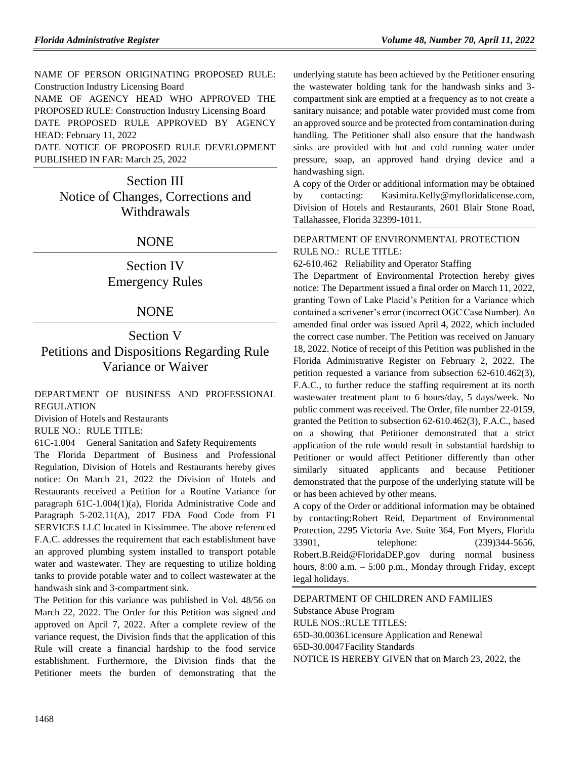NAME OF PERSON ORIGINATING PROPOSED RULE: Construction Industry Licensing Board

NAME OF AGENCY HEAD WHO APPROVED THE PROPOSED RULE: Construction Industry Licensing Board

DATE PROPOSED RULE APPROVED BY AGENCY HEAD: February 11, 2022

DATE NOTICE OF PROPOSED RULE DEVELOPMENT PUBLISHED IN FAR: March 25, 2022

## Section III
## Notice of Changes, Corrections and Withdrawals

NONE

## Section IV
## Emergency Rules

NONE

## Section V
## Petitions and Dispositions Regarding Rule Variance or Waiver

DEPARTMENT OF BUSINESS AND PROFESSIONAL REGULATION

Division of Hotels and Restaurants

RULE NO.: RULE TITLE:

61C-1.004 General Sanitation and Safety Requirements

The Florida Department of Business and Professional Regulation, Division of Hotels and Restaurants hereby gives notice: On March 21, 2022 the Division of Hotels and Restaurants received a Petition for a Routine Variance for paragraph 61C-1.004(1)(a), Florida Administrative Code and Paragraph 5-202.11(A), 2017 FDA Food Code from F1 SERVICES LLC located in Kissimmee. The above referenced F.A.C. addresses the requirement that each establishment have an approved plumbing system installed to transport potable water and wastewater. They are requesting to utilize holding tanks to provide potable water and to collect wastewater at the handwash sink and 3-compartment sink.

The Petition for this variance was published in Vol. 48/56 on March 22, 2022. The Order for this Petition was signed and approved on April 7, 2022. After a complete review of the variance request, the Division finds that the application of this Rule will create a financial hardship to the food service establishment. Furthermore, the Division finds that the Petitioner meets the burden of demonstrating that the underlying statute has been achieved by the Petitioner ensuring the wastewater holding tank for the handwash sinks and 3-compartment sink are emptied at a frequency as to not create a sanitary nuisance; and potable water provided must come from an approved source and be protected from contamination during handling. The Petitioner shall also ensure that the handwash sinks are provided with hot and cold running water under pressure, soap, an approved hand drying device and a handwashing sign.

A copy of the Order or additional information may be obtained by contacting: Kasimira.Kelly@myfloridalicense.com, Division of Hotels and Restaurants, 2601 Blair Stone Road, Tallahassee, Florida 32399-1011.

DEPARTMENT OF ENVIRONMENTAL PROTECTION

RULE NO.: RULE TITLE:

62-610.462 Reliability and Operator Staffing

The Department of Environmental Protection hereby gives notice: The Department issued a final order on March 11, 2022, granting Town of Lake Placid's Petition for a Variance which contained a scrivener's error (incorrect OGC Case Number). An amended final order was issued April 4, 2022, which included the correct case number. The Petition was received on January 18, 2022. Notice of receipt of this Petition was published in the Florida Administrative Register on February 2, 2022. The petition requested a variance from subsection 62-610.462(3), F.A.C., to further reduce the staffing requirement at its north wastewater treatment plant to 6 hours/day, 5 days/week. No public comment was received. The Order, file number 22-0159, granted the Petition to subsection 62-610.462(3), F.A.C., based on a showing that Petitioner demonstrated that a strict application of the rule would result in substantial hardship to Petitioner or would affect Petitioner differently than other similarly situated applicants and because Petitioner demonstrated that the purpose of the underlying statute will be or has been achieved by other means.

A copy of the Order or additional information may be obtained by contacting:Robert Reid, Department of Environmental Protection, 2295 Victoria Ave. Suite 364, Fort Myers, Florida 33901, telephone: (239)344-5656, Robert.B.Reid@FloridaDEP.gov during normal business hours, 8:00 a.m. – 5:00 p.m., Monday through Friday, except legal holidays.

DEPARTMENT OF CHILDREN AND FAMILIES

Substance Abuse Program

RULE NOS.:RULE TITLES:

65D-30.0036 Licensure Application and Renewal

65D-30.0047 Facility Standards

NOTICE IS HEREBY GIVEN that on March 23, 2022, the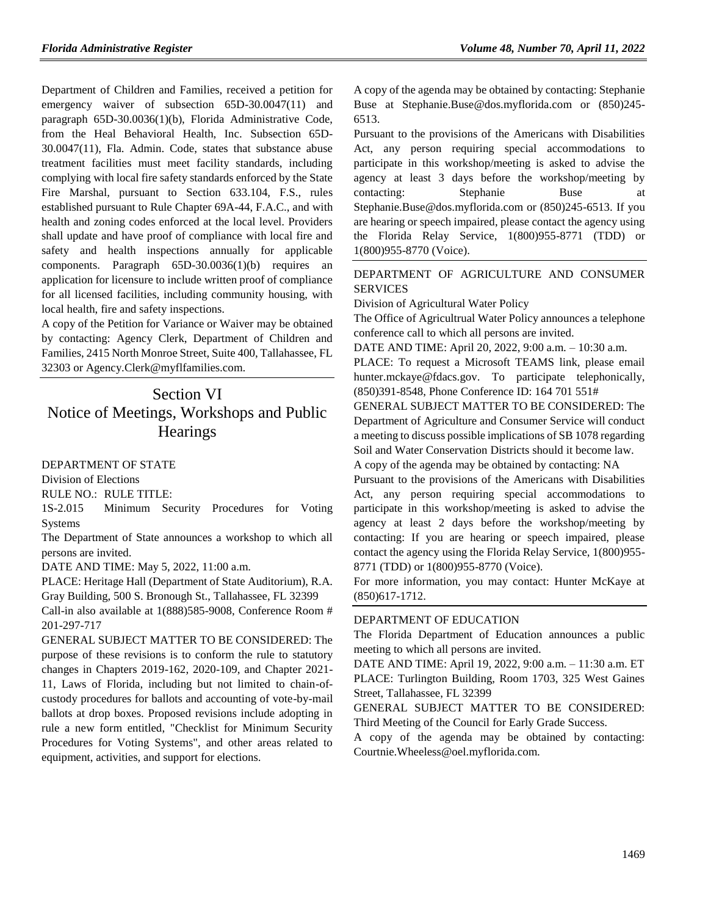Department of Children and Families, received a petition for emergency waiver of subsection 65D-30.0047(11) and paragraph 65D-30.0036(1)(b), Florida Administrative Code, from the Heal Behavioral Health, Inc. Subsection 65D-30.0047(11), Fla. Admin. Code, states that substance abuse treatment facilities must meet facility standards, including complying with local fire safety standards enforced by the State Fire Marshal, pursuant to Section 633.104, F.S., rules established pursuant to Rule Chapter 69A-44, F.A.C., and with health and zoning codes enforced at the local level. Providers shall update and have proof of compliance with local fire and safety and health inspections annually for applicable components. Paragraph 65D-30.0036(1)(b) requires an application for licensure to include written proof of compliance for all licensed facilities, including community housing, with local health, fire and safety inspections.

A copy of the Petition for Variance or Waiver may be obtained by contacting: Agency Clerk, Department of Children and Families, 2415 North Monroe Street, Suite 400, Tallahassee, FL 32303 or Agency.Clerk@myflfamilies.com.

# Section VI
# Notice of Meetings, Workshops and Public Hearings

DEPARTMENT OF STATE

Division of Elections

RULE NO.: RULE TITLE:

1S-2.015 Minimum Security Procedures for Voting Systems

The Department of State announces a workshop to which all persons are invited.

DATE AND TIME: May 5, 2022, 11:00 a.m.

PLACE: Heritage Hall (Department of State Auditorium), R.A. Gray Building, 500 S. Bronough St., Tallahassee, FL 32399

Call-in also available at 1(888)585-9008, Conference Room # 201-297-717

GENERAL SUBJECT MATTER TO BE CONSIDERED: The purpose of these revisions is to conform the rule to statutory changes in Chapters 2019-162, 2020-109, and Chapter 2021-11, Laws of Florida, including but not limited to chain-of-custody procedures for ballots and accounting of vote-by-mail ballots at drop boxes. Proposed revisions include adopting in rule a new form entitled, "Checklist for Minimum Security Procedures for Voting Systems", and other areas related to equipment, activities, and support for elections.

A copy of the agenda may be obtained by contacting: Stephanie Buse at Stephanie.Buse@dos.myflorida.com or (850)245-6513.

Pursuant to the provisions of the Americans with Disabilities Act, any person requiring special accommodations to participate in this workshop/meeting is asked to advise the agency at least 3 days before the workshop/meeting by contacting: Stephanie Buse at Stephanie.Buse@dos.myflorida.com or (850)245-6513. If you are hearing or speech impaired, please contact the agency using the Florida Relay Service, 1(800)955-8771 (TDD) or 1(800)955-8770 (Voice).

DEPARTMENT OF AGRICULTURE AND CONSUMER SERVICES

Division of Agricultural Water Policy

The Office of Agricultrual Water Policy announces a telephone conference call to which all persons are invited.

DATE AND TIME: April 20, 2022, 9:00 a.m. – 10:30 a.m.

PLACE: To request a Microsoft TEAMS link, please email hunter.mckaye@fdacs.gov. To participate telephonically, (850)391-8548, Phone Conference ID: 164 701 551#

GENERAL SUBJECT MATTER TO BE CONSIDERED: The Department of Agriculture and Consumer Service will conduct a meeting to discuss possible implications of SB 1078 regarding Soil and Water Conservation Districts should it become law.

A copy of the agenda may be obtained by contacting: NA

Pursuant to the provisions of the Americans with Disabilities Act, any person requiring special accommodations to participate in this workshop/meeting is asked to advise the agency at least 2 days before the workshop/meeting by contacting: If you are hearing or speech impaired, please contact the agency using the Florida Relay Service, 1(800)955-8771 (TDD) or 1(800)955-8770 (Voice).

For more information, you may contact: Hunter McKaye at (850)617-1712.

DEPARTMENT OF EDUCATION

The Florida Department of Education announces a public meeting to which all persons are invited.

DATE AND TIME: April 19, 2022, 9:00 a.m. – 11:30 a.m. ET

PLACE: Turlington Building, Room 1703, 325 West Gaines Street, Tallahassee, FL 32399

GENERAL SUBJECT MATTER TO BE CONSIDERED: Third Meeting of the Council for Early Grade Success.

A copy of the agenda may be obtained by contacting: Courtnie.Wheeless@oel.myflorida.com.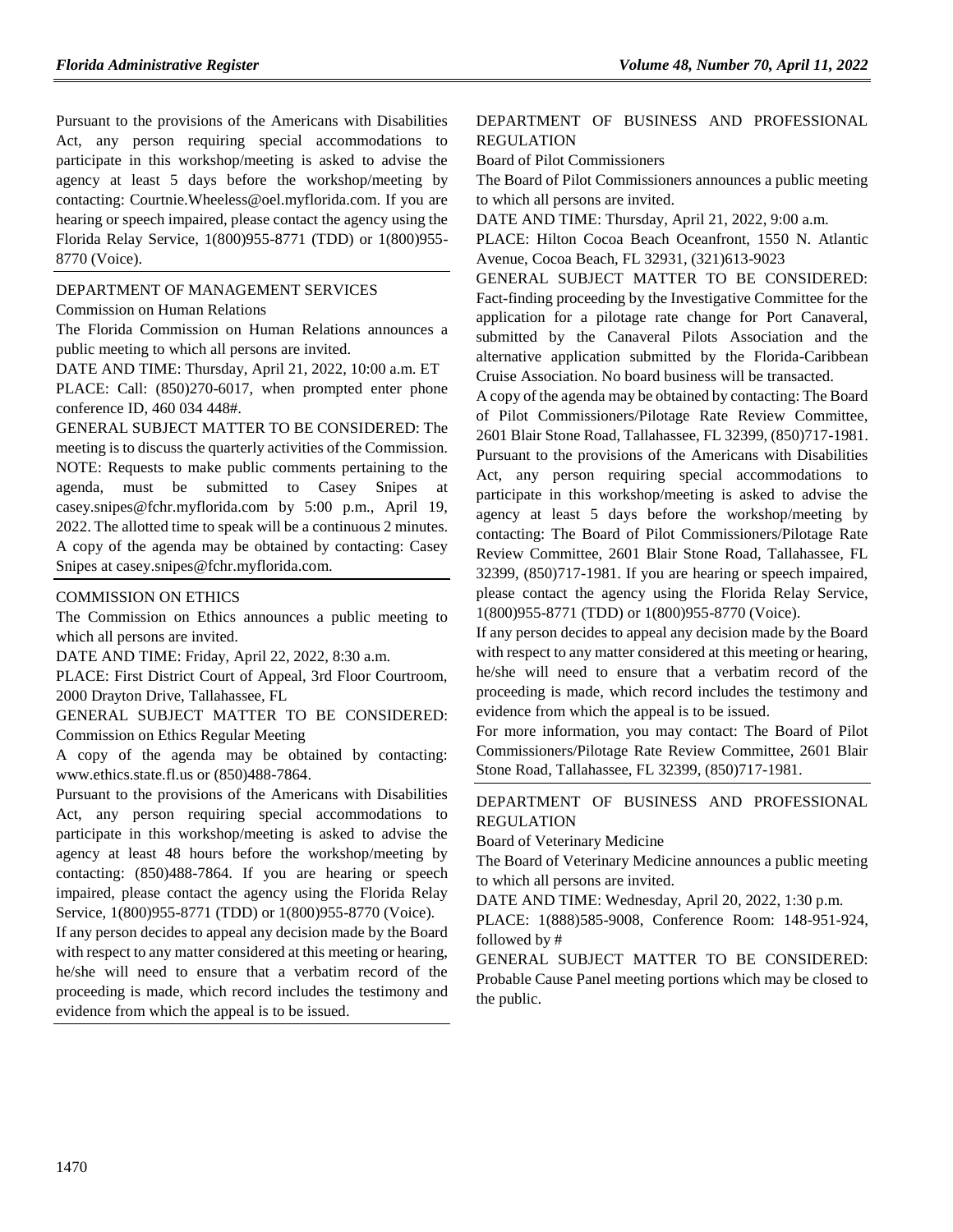Pursuant to the provisions of the Americans with Disabilities Act, any person requiring special accommodations to participate in this workshop/meeting is asked to advise the agency at least 5 days before the workshop/meeting by contacting: Courtnie.Wheeless@oel.myflorida.com. If you are hearing or speech impaired, please contact the agency using the Florida Relay Service, 1(800)955-8771 (TDD) or 1(800)955-8770 (Voice).

DEPARTMENT OF MANAGEMENT SERVICES

Commission on Human Relations

The Florida Commission on Human Relations announces a public meeting to which all persons are invited.

DATE AND TIME: Thursday, April 21, 2022, 10:00 a.m. ET

PLACE: Call: (850)270-6017, when prompted enter phone conference ID, 460 034 448#.

GENERAL SUBJECT MATTER TO BE CONSIDERED: The meeting is to discuss the quarterly activities of the Commission. NOTE: Requests to make public comments pertaining to the agenda, must be submitted to Casey Snipes at casey.snipes@fchr.myflorida.com by 5:00 p.m., April 19, 2022. The allotted time to speak will be a continuous 2 minutes.

A copy of the agenda may be obtained by contacting: Casey Snipes at casey.snipes@fchr.myflorida.com.

COMMISSION ON ETHICS

The Commission on Ethics announces a public meeting to which all persons are invited.

DATE AND TIME: Friday, April 22, 2022, 8:30 a.m.

PLACE: First District Court of Appeal, 3rd Floor Courtroom, 2000 Drayton Drive, Tallahassee, FL

GENERAL SUBJECT MATTER TO BE CONSIDERED: Commission on Ethics Regular Meeting

A copy of the agenda may be obtained by contacting: www.ethics.state.fl.us or (850)488-7864.

Pursuant to the provisions of the Americans with Disabilities Act, any person requiring special accommodations to participate in this workshop/meeting is asked to advise the agency at least 48 hours before the workshop/meeting by contacting: (850)488-7864. If you are hearing or speech impaired, please contact the agency using the Florida Relay Service, 1(800)955-8771 (TDD) or 1(800)955-8770 (Voice).

If any person decides to appeal any decision made by the Board with respect to any matter considered at this meeting or hearing, he/she will need to ensure that a verbatim record of the proceeding is made, which record includes the testimony and evidence from which the appeal is to be issued.

DEPARTMENT OF BUSINESS AND PROFESSIONAL REGULATION

Board of Pilot Commissioners

The Board of Pilot Commissioners announces a public meeting to which all persons are invited.

DATE AND TIME: Thursday, April 21, 2022, 9:00 a.m.

PLACE: Hilton Cocoa Beach Oceanfront, 1550 N. Atlantic Avenue, Cocoa Beach, FL 32931, (321)613-9023

GENERAL SUBJECT MATTER TO BE CONSIDERED: Fact-finding proceeding by the Investigative Committee for the application for a pilotage rate change for Port Canaveral, submitted by the Canaveral Pilots Association and the alternative application submitted by the Florida-Caribbean Cruise Association. No board business will be transacted.

A copy of the agenda may be obtained by contacting: The Board of Pilot Commissioners/Pilotage Rate Review Committee, 2601 Blair Stone Road, Tallahassee, FL 32399, (850)717-1981.

Pursuant to the provisions of the Americans with Disabilities Act, any person requiring special accommodations to participate in this workshop/meeting is asked to advise the agency at least 5 days before the workshop/meeting by contacting: The Board of Pilot Commissioners/Pilotage Rate Review Committee, 2601 Blair Stone Road, Tallahassee, FL 32399, (850)717-1981. If you are hearing or speech impaired, please contact the agency using the Florida Relay Service, 1(800)955-8771 (TDD) or 1(800)955-8770 (Voice).

If any person decides to appeal any decision made by the Board with respect to any matter considered at this meeting or hearing, he/she will need to ensure that a verbatim record of the proceeding is made, which record includes the testimony and evidence from which the appeal is to be issued.

For more information, you may contact: The Board of Pilot Commissioners/Pilotage Rate Review Committee, 2601 Blair Stone Road, Tallahassee, FL 32399, (850)717-1981.

DEPARTMENT OF BUSINESS AND PROFESSIONAL REGULATION

Board of Veterinary Medicine

The Board of Veterinary Medicine announces a public meeting to which all persons are invited.

DATE AND TIME: Wednesday, April 20, 2022, 1:30 p.m.

PLACE: 1(888)585-9008, Conference Room: 148-951-924, followed by #

GENERAL SUBJECT MATTER TO BE CONSIDERED: Probable Cause Panel meeting portions which may be closed to the public.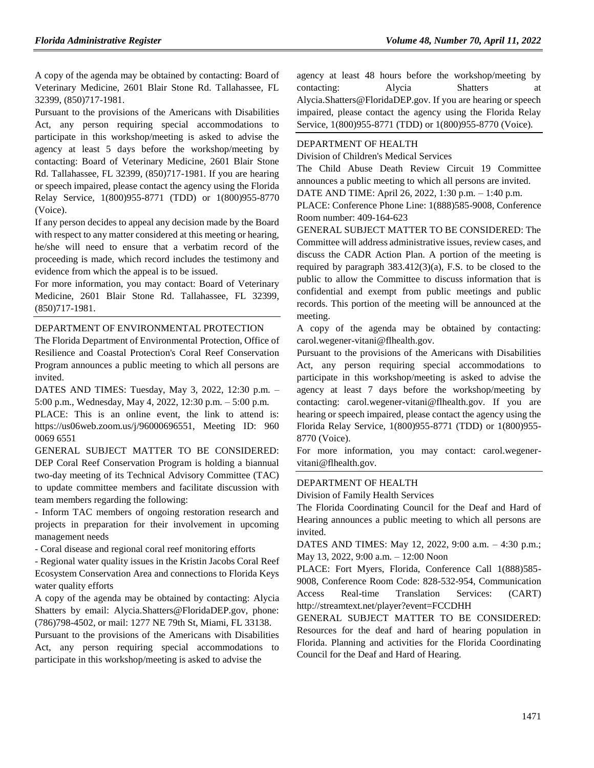A copy of the agenda may be obtained by contacting: Board of Veterinary Medicine, 2601 Blair Stone Rd. Tallahassee, FL 32399, (850)717-1981.

Pursuant to the provisions of the Americans with Disabilities Act, any person requiring special accommodations to participate in this workshop/meeting is asked to advise the agency at least 5 days before the workshop/meeting by contacting: Board of Veterinary Medicine, 2601 Blair Stone Rd. Tallahassee, FL 32399, (850)717-1981. If you are hearing or speech impaired, please contact the agency using the Florida Relay Service, 1(800)955-8771 (TDD) or 1(800)955-8770 (Voice).

If any person decides to appeal any decision made by the Board with respect to any matter considered at this meeting or hearing, he/she will need to ensure that a verbatim record of the proceeding is made, which record includes the testimony and evidence from which the appeal is to be issued.

For more information, you may contact: Board of Veterinary Medicine, 2601 Blair Stone Rd. Tallahassee, FL 32399, (850)717-1981.

## DEPARTMENT OF ENVIRONMENTAL PROTECTION

The Florida Department of Environmental Protection, Office of Resilience and Coastal Protection's Coral Reef Conservation Program announces a public meeting to which all persons are invited.

DATES AND TIMES: Tuesday, May 3, 2022, 12:30 p.m. – 5:00 p.m., Wednesday, May 4, 2022, 12:30 p.m. – 5:00 p.m.

PLACE: This is an online event, the link to attend is: https://us06web.zoom.us/j/96000696551, Meeting ID: 960 0069 6551

GENERAL SUBJECT MATTER TO BE CONSIDERED: DEP Coral Reef Conservation Program is holding a biannual two-day meeting of its Technical Advisory Committee (TAC) to update committee members and facilitate discussion with team members regarding the following:

- Inform TAC members of ongoing restoration research and projects in preparation for their involvement in upcoming management needs
- Coral disease and regional coral reef monitoring efforts
- Regional water quality issues in the Kristin Jacobs Coral Reef Ecosystem Conservation Area and connections to Florida Keys water quality efforts

A copy of the agenda may be obtained by contacting: Alycia Shatters by email: Alycia.Shatters@FloridaDEP.gov, phone: (786)798-4502, or mail: 1277 NE 79th St, Miami, FL 33138.

Pursuant to the provisions of the Americans with Disabilities Act, any person requiring special accommodations to participate in this workshop/meeting is asked to advise the agency at least 48 hours before the workshop/meeting by contacting: Alycia Shatters at Alycia.Shatters@FloridaDEP.gov. If you are hearing or speech impaired, please contact the agency using the Florida Relay Service, 1(800)955-8771 (TDD) or 1(800)955-8770 (Voice).

## DEPARTMENT OF HEALTH

Division of Children's Medical Services

The Child Abuse Death Review Circuit 19 Committee announces a public meeting to which all persons are invited.

DATE AND TIME: April 26, 2022, 1:30 p.m. – 1:40 p.m.

PLACE: Conference Phone Line: 1(888)585-9008, Conference Room number: 409-164-623

GENERAL SUBJECT MATTER TO BE CONSIDERED: The Committee will address administrative issues, review cases, and discuss the CADR Action Plan. A portion of the meeting is required by paragraph 383.412(3)(a), F.S. to be closed to the public to allow the Committee to discuss information that is confidential and exempt from public meetings and public records. This portion of the meeting will be announced at the meeting.

A copy of the agenda may be obtained by contacting: carol.wegener-vitani@flhealth.gov.

Pursuant to the provisions of the Americans with Disabilities Act, any person requiring special accommodations to participate in this workshop/meeting is asked to advise the agency at least 7 days before the workshop/meeting by contacting: carol.wegener-vitani@flhealth.gov. If you are hearing or speech impaired, please contact the agency using the Florida Relay Service, 1(800)955-8771 (TDD) or 1(800)955-8770 (Voice).

For more information, you may contact: carol.wegener-vitani@flhealth.gov.

## DEPARTMENT OF HEALTH

Division of Family Health Services

The Florida Coordinating Council for the Deaf and Hard of Hearing announces a public meeting to which all persons are invited.

DATES AND TIMES: May 12, 2022, 9:00 a.m. – 4:30 p.m.; May 13, 2022, 9:00 a.m. – 12:00 Noon

PLACE: Fort Myers, Florida, Conference Call 1(888)585-9008, Conference Room Code: 828-532-954, Communication Access Real-time Translation Services: (CART) http://streamtext.net/player?event=FCCDHH

GENERAL SUBJECT MATTER TO BE CONSIDERED: Resources for the deaf and hard of hearing population in Florida. Planning and activities for the Florida Coordinating Council for the Deaf and Hard of Hearing.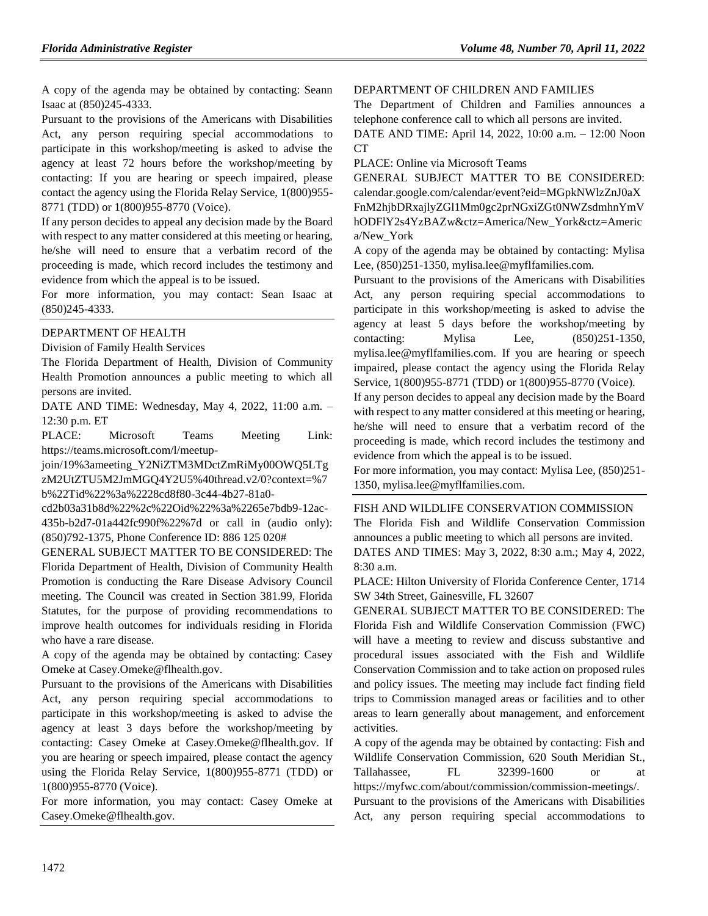A copy of the agenda may be obtained by contacting: Seann Isaac at (850)245-4333.

Pursuant to the provisions of the Americans with Disabilities Act, any person requiring special accommodations to participate in this workshop/meeting is asked to advise the agency at least 72 hours before the workshop/meeting by contacting: If you are hearing or speech impaired, please contact the agency using the Florida Relay Service, 1(800)955-8771 (TDD) or 1(800)955-8770 (Voice).

If any person decides to appeal any decision made by the Board with respect to any matter considered at this meeting or hearing, he/she will need to ensure that a verbatim record of the proceeding is made, which record includes the testimony and evidence from which the appeal is to be issued.

For more information, you may contact: Sean Isaac at (850)245-4333.

## DEPARTMENT OF HEALTH

### Division of Family Health Services

The Florida Department of Health, Division of Community Health Promotion announces a public meeting to which all persons are invited.

DATE AND TIME: Wednesday, May 4, 2022, 11:00 a.m. – 12:30 p.m. ET

PLACE: Microsoft Teams Meeting Link: https://teams.microsoft.com/l/meetup-join/19%3ameeting_Y2NiZTM3MDctZmRiMy00OWQ5LTgzM2UtZTU5M2JmMGQ4Y2U5%40thread.v2/0?context=%7b%22Tid%22%3a%2228cd8f80-3c44-4b27-81a0-cd2b03a31b8d%22%2c%22Oid%22%3a%2265e7bdb9-12ac-435b-b2d7-01a442fc990f%22%7d or call in (audio only): (850)792-1375, Phone Conference ID: 886 125 020#

GENERAL SUBJECT MATTER TO BE CONSIDERED: The Florida Department of Health, Division of Community Health Promotion is conducting the Rare Disease Advisory Council meeting. The Council was created in Section 381.99, Florida Statutes, for the purpose of providing recommendations to improve health outcomes for individuals residing in Florida who have a rare disease.

A copy of the agenda may be obtained by contacting: Casey Omeke at Casey.Omeke@flhealth.gov.

Pursuant to the provisions of the Americans with Disabilities Act, any person requiring special accommodations to participate in this workshop/meeting is asked to advise the agency at least 3 days before the workshop/meeting by contacting: Casey Omeke at Casey.Omeke@flhealth.gov. If you are hearing or speech impaired, please contact the agency using the Florida Relay Service, 1(800)955-8771 (TDD) or 1(800)955-8770 (Voice).

For more information, you may contact: Casey Omeke at Casey.Omeke@flhealth.gov.

## DEPARTMENT OF CHILDREN AND FAMILIES

The Department of Children and Families announces a telephone conference call to which all persons are invited.

DATE AND TIME: April 14, 2022, 10:00 a.m. – 12:00 Noon CT

PLACE: Online via Microsoft Teams

GENERAL SUBJECT MATTER TO BE CONSIDERED: calendar.google.com/calendar/event?eid=MGpkNWlzZnJ0aXFnM2hjbDRxajlyZGl1Mm0gc2prNGxiZGt0NWZsdmhnYmVhODFlY2s4YzBAZw&ctz=America/New_York&ctz=America/New_York

A copy of the agenda may be obtained by contacting: Mylisa Lee, (850)251-1350, mylisa.lee@myflfamilies.com.

Pursuant to the provisions of the Americans with Disabilities Act, any person requiring special accommodations to participate in this workshop/meeting is asked to advise the agency at least 5 days before the workshop/meeting by contacting: Mylisa Lee, (850)251-1350, mylisa.lee@myflfamilies.com. If you are hearing or speech impaired, please contact the agency using the Florida Relay Service, 1(800)955-8771 (TDD) or 1(800)955-8770 (Voice).

If any person decides to appeal any decision made by the Board with respect to any matter considered at this meeting or hearing, he/she will need to ensure that a verbatim record of the proceeding is made, which record includes the testimony and evidence from which the appeal is to be issued.

For more information, you may contact: Mylisa Lee, (850)251-1350, mylisa.lee@myflfamilies.com.

## FISH AND WILDLIFE CONSERVATION COMMISSION

The Florida Fish and Wildlife Conservation Commission announces a public meeting to which all persons are invited.

DATES AND TIMES: May 3, 2022, 8:30 a.m.; May 4, 2022, 8:30 a.m.

PLACE: Hilton University of Florida Conference Center, 1714 SW 34th Street, Gainesville, FL 32607

GENERAL SUBJECT MATTER TO BE CONSIDERED: The Florida Fish and Wildlife Conservation Commission (FWC) will have a meeting to review and discuss substantive and procedural issues associated with the Fish and Wildlife Conservation Commission and to take action on proposed rules and policy issues. The meeting may include fact finding field trips to Commission managed areas or facilities and to other areas to learn generally about management, and enforcement activities.

A copy of the agenda may be obtained by contacting: Fish and Wildlife Conservation Commission, 620 South Meridian St., Tallahassee, FL 32399-1600 or at https://myfwc.com/about/commission/commission-meetings/.

Pursuant to the provisions of the Americans with Disabilities Act, any person requiring special accommodations to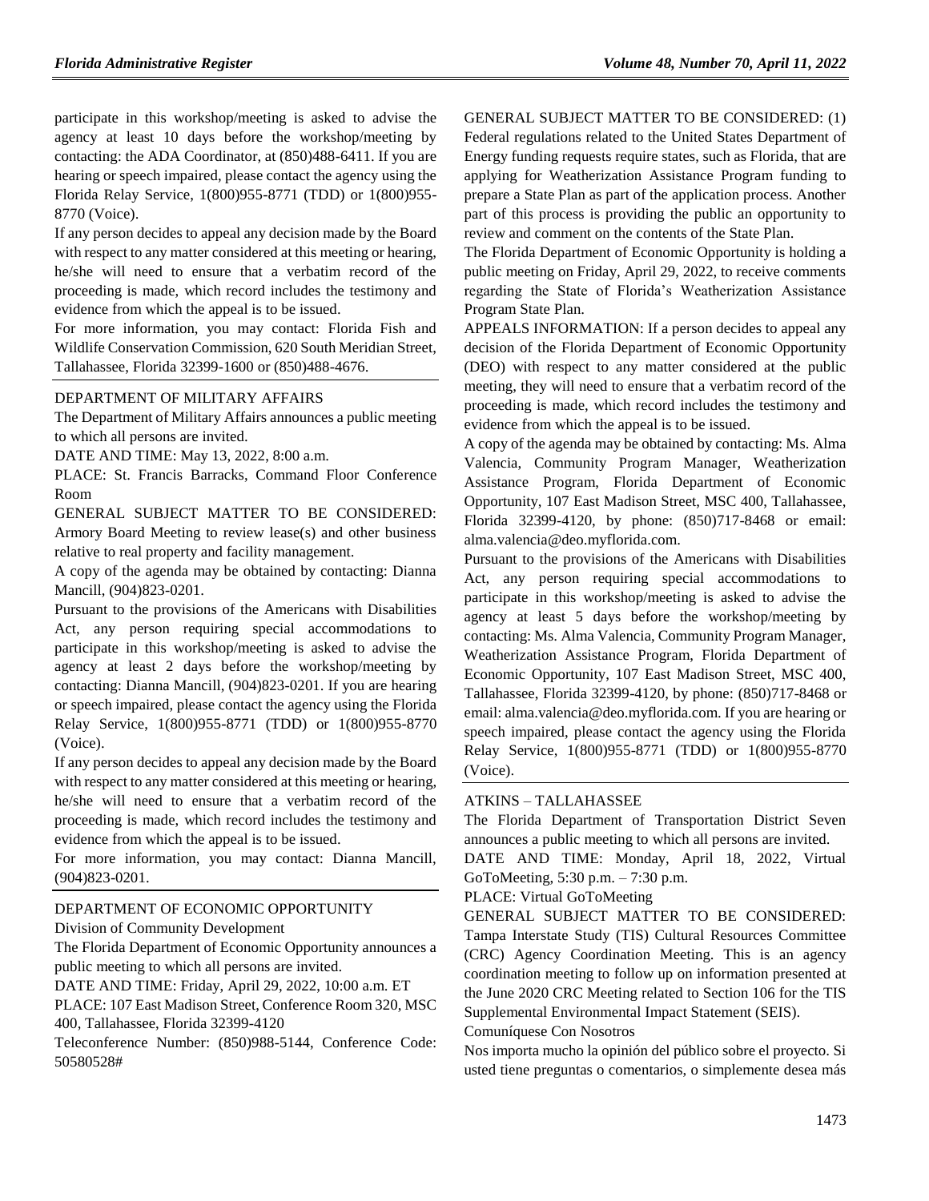participate in this workshop/meeting is asked to advise the agency at least 10 days before the workshop/meeting by contacting: the ADA Coordinator, at (850)488-6411. If you are hearing or speech impaired, please contact the agency using the Florida Relay Service, 1(800)955-8771 (TDD) or 1(800)955-8770 (Voice).

If any person decides to appeal any decision made by the Board with respect to any matter considered at this meeting or hearing, he/she will need to ensure that a verbatim record of the proceeding is made, which record includes the testimony and evidence from which the appeal is to be issued.

For more information, you may contact: Florida Fish and Wildlife Conservation Commission, 620 South Meridian Street, Tallahassee, Florida 32399-1600 or (850)488-4676.

DEPARTMENT OF MILITARY AFFAIRS

The Department of Military Affairs announces a public meeting to which all persons are invited.

DATE AND TIME: May 13, 2022, 8:00 a.m.

PLACE: St. Francis Barracks, Command Floor Conference Room

GENERAL SUBJECT MATTER TO BE CONSIDERED: Armory Board Meeting to review lease(s) and other business relative to real property and facility management.

A copy of the agenda may be obtained by contacting: Dianna Mancill, (904)823-0201.

Pursuant to the provisions of the Americans with Disabilities Act, any person requiring special accommodations to participate in this workshop/meeting is asked to advise the agency at least 2 days before the workshop/meeting by contacting: Dianna Mancill, (904)823-0201. If you are hearing or speech impaired, please contact the agency using the Florida Relay Service, 1(800)955-8771 (TDD) or 1(800)955-8770 (Voice).

If any person decides to appeal any decision made by the Board with respect to any matter considered at this meeting or hearing, he/she will need to ensure that a verbatim record of the proceeding is made, which record includes the testimony and evidence from which the appeal is to be issued.

For more information, you may contact: Dianna Mancill, (904)823-0201.

DEPARTMENT OF ECONOMIC OPPORTUNITY

Division of Community Development

The Florida Department of Economic Opportunity announces a public meeting to which all persons are invited.

DATE AND TIME: Friday, April 29, 2022, 10:00 a.m. ET

PLACE: 107 East Madison Street, Conference Room 320, MSC 400, Tallahassee, Florida 32399-4120

Teleconference Number: (850)988-5144, Conference Code: 50580528#

GENERAL SUBJECT MATTER TO BE CONSIDERED: (1) Federal regulations related to the United States Department of Energy funding requests require states, such as Florida, that are applying for Weatherization Assistance Program funding to prepare a State Plan as part of the application process. Another part of this process is providing the public an opportunity to review and comment on the contents of the State Plan.

The Florida Department of Economic Opportunity is holding a public meeting on Friday, April 29, 2022, to receive comments regarding the State of Florida's Weatherization Assistance Program State Plan.

APPEALS INFORMATION: If a person decides to appeal any decision of the Florida Department of Economic Opportunity (DEO) with respect to any matter considered at the public meeting, they will need to ensure that a verbatim record of the proceeding is made, which record includes the testimony and evidence from which the appeal is to be issued.

A copy of the agenda may be obtained by contacting: Ms. Alma Valencia, Community Program Manager, Weatherization Assistance Program, Florida Department of Economic Opportunity, 107 East Madison Street, MSC 400, Tallahassee, Florida 32399-4120, by phone: (850)717-8468 or email: alma.valencia@deo.myflorida.com.

Pursuant to the provisions of the Americans with Disabilities Act, any person requiring special accommodations to participate in this workshop/meeting is asked to advise the agency at least 5 days before the workshop/meeting by contacting: Ms. Alma Valencia, Community Program Manager, Weatherization Assistance Program, Florida Department of Economic Opportunity, 107 East Madison Street, MSC 400, Tallahassee, Florida 32399-4120, by phone: (850)717-8468 or email: alma.valencia@deo.myflorida.com. If you are hearing or speech impaired, please contact the agency using the Florida Relay Service, 1(800)955-8771 (TDD) or 1(800)955-8770 (Voice).

ATKINS – TALLAHASSEE

The Florida Department of Transportation District Seven announces a public meeting to which all persons are invited.

DATE AND TIME: Monday, April 18, 2022, Virtual GoToMeeting, 5:30 p.m. – 7:30 p.m.

PLACE: Virtual GoToMeeting

GENERAL SUBJECT MATTER TO BE CONSIDERED: Tampa Interstate Study (TIS) Cultural Resources Committee (CRC) Agency Coordination Meeting. This is an agency coordination meeting to follow up on information presented at the June 2020 CRC Meeting related to Section 106 for the TIS Supplemental Environmental Impact Statement (SEIS).

Comuníquese Con Nosotros

Nos importa mucho la opinión del público sobre el proyecto. Si usted tiene preguntas o comentarios, o simplemente desea más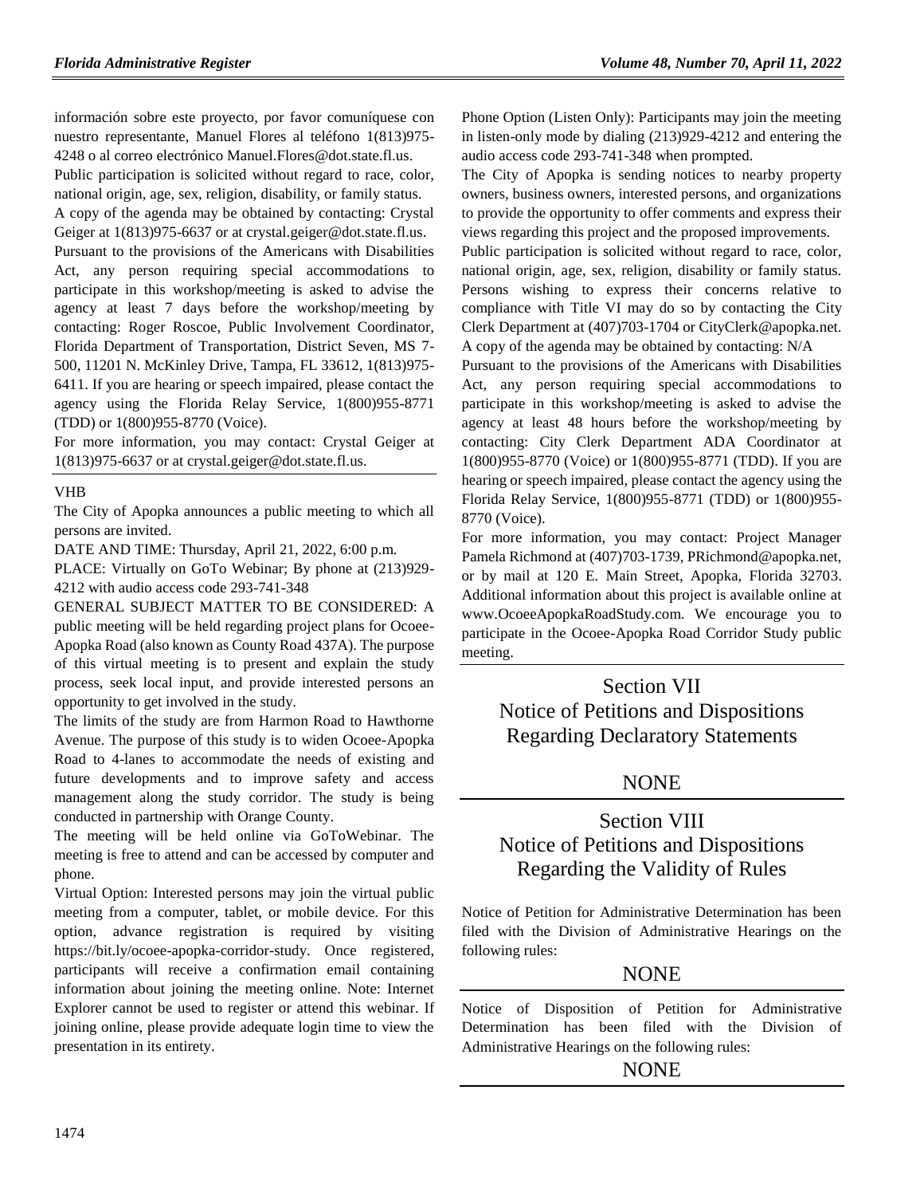información sobre este proyecto, por favor comuníquese con nuestro representante, Manuel Flores al teléfono 1(813)975-4248 o al correo electrónico Manuel.Flores@dot.state.fl.us.

Public participation is solicited without regard to race, color, national origin, age, sex, religion, disability, or family status.

A copy of the agenda may be obtained by contacting: Crystal Geiger at 1(813)975-6637 or at crystal.geiger@dot.state.fl.us.

Pursuant to the provisions of the Americans with Disabilities Act, any person requiring special accommodations to participate in this workshop/meeting is asked to advise the agency at least 7 days before the workshop/meeting by contacting: Roger Roscoe, Public Involvement Coordinator, Florida Department of Transportation, District Seven, MS 7-500, 11201 N. McKinley Drive, Tampa, FL 33612, 1(813)975-6411. If you are hearing or speech impaired, please contact the agency using the Florida Relay Service, 1(800)955-8771 (TDD) or 1(800)955-8770 (Voice).

For more information, you may contact: Crystal Geiger at 1(813)975-6637 or at crystal.geiger@dot.state.fl.us.

---

VHB

The City of Apopka announces a public meeting to which all persons are invited.

DATE AND TIME: Thursday, April 21, 2022, 6:00 p.m.

PLACE: Virtually on GoTo Webinar; By phone at (213)929-4212 with audio access code 293-741-348

GENERAL SUBJECT MATTER TO BE CONSIDERED: A public meeting will be held regarding project plans for Ocoee-Apopka Road (also known as County Road 437A). The purpose of this virtual meeting is to present and explain the study process, seek local input, and provide interested persons an opportunity to get involved in the study.

The limits of the study are from Harmon Road to Hawthorne Avenue. The purpose of this study is to widen Ocoee-Apopka Road to 4-lanes to accommodate the needs of existing and future developments and to improve safety and access management along the study corridor. The study is being conducted in partnership with Orange County.

The meeting will be held online via GoToWebinar. The meeting is free to attend and can be accessed by computer and phone.

Virtual Option: Interested persons may join the virtual public meeting from a computer, tablet, or mobile device. For this option, advance registration is required by visiting https://bit.ly/ocoee-apopka-corridor-study. Once registered, participants will receive a confirmation email containing information about joining the meeting online. Note: Internet Explorer cannot be used to register or attend this webinar. If joining online, please provide adequate login time to view the presentation in its entirety.

Phone Option (Listen Only): Participants may join the meeting in listen-only mode by dialing (213)929-4212 and entering the audio access code 293-741-348 when prompted.

The City of Apopka is sending notices to nearby property owners, business owners, interested persons, and organizations to provide the opportunity to offer comments and express their views regarding this project and the proposed improvements.

Public participation is solicited without regard to race, color, national origin, age, sex, religion, disability or family status. Persons wishing to express their concerns relative to compliance with Title VI may do so by contacting the City Clerk Department at (407)703-1704 or CityClerk@apopka.net.

A copy of the agenda may be obtained by contacting: N/A

Pursuant to the provisions of the Americans with Disabilities Act, any person requiring special accommodations to participate in this workshop/meeting is asked to advise the agency at least 48 hours before the workshop/meeting by contacting: City Clerk Department ADA Coordinator at 1(800)955-8770 (Voice) or 1(800)955-8771 (TDD). If you are hearing or speech impaired, please contact the agency using the Florida Relay Service, 1(800)955-8771 (TDD) or 1(800)955-8770 (Voice).

For more information, you may contact: Project Manager Pamela Richmond at (407)703-1739, PRichmond@apopka.net, or by mail at 120 E. Main Street, Apopka, Florida 32703. Additional information about this project is available online at www.OcoeeApopkaRoadStudy.com. We encourage you to participate in the Ocoee-Apopka Road Corridor Study public meeting.

---

# Section VII
# Notice of Petitions and Dispositions Regarding Declaratory Statements

NONE

---

# Section VIII
# Notice of Petitions and Dispositions Regarding the Validity of Rules

Notice of Petition for Administrative Determination has been filed with the Division of Administrative Hearings on the following rules:

NONE

---

Notice of Disposition of Petition for Administrative Determination has been filed with the Division of Administrative Hearings on the following rules:

NONE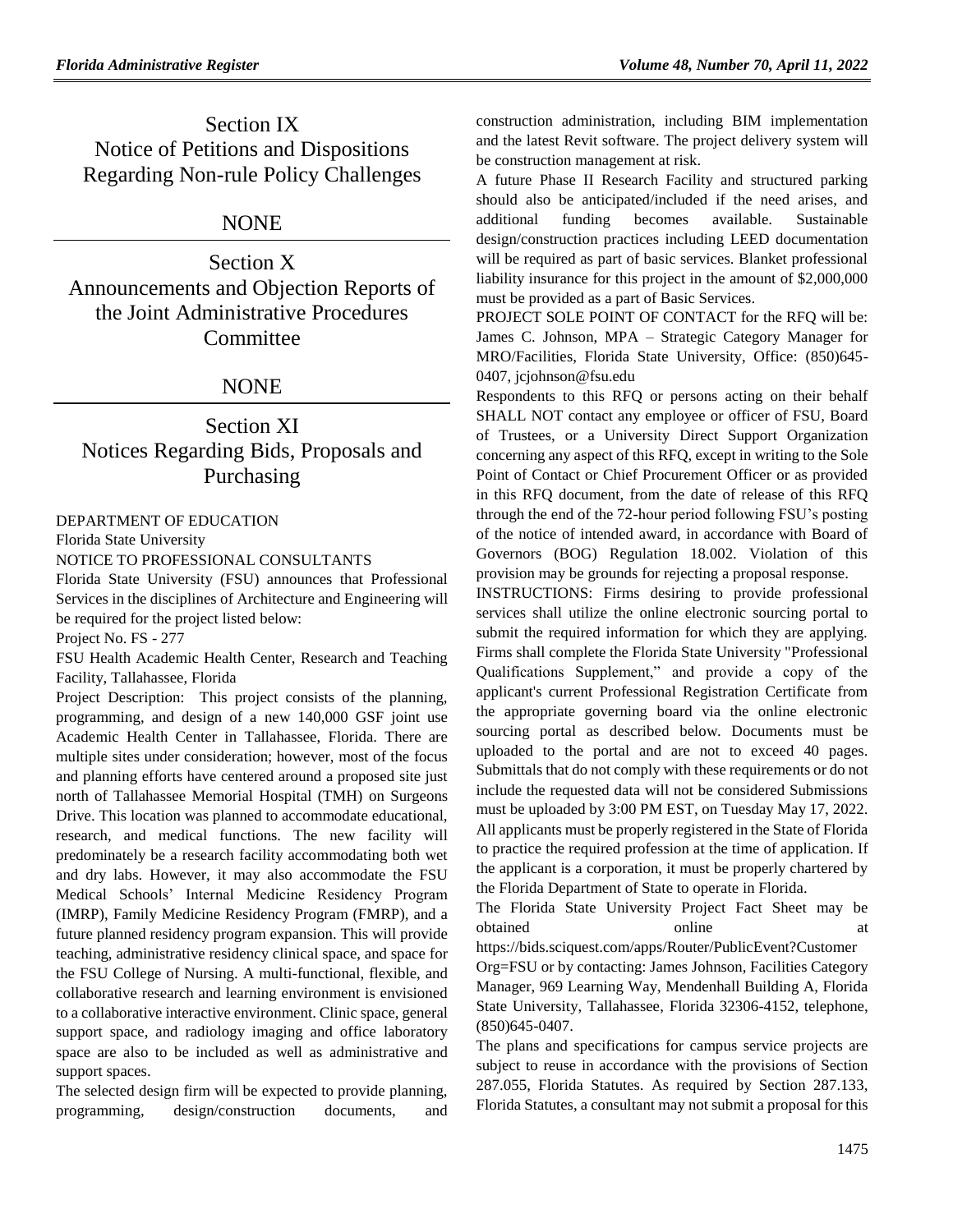# Section IX
# Notice of Petitions and Dispositions Regarding Non-rule Policy Challenges

NONE

# Section X
# Announcements and Objection Reports of the Joint Administrative Procedures Committee

NONE

# Section XI
# Notices Regarding Bids, Proposals and Purchasing

DEPARTMENT OF EDUCATION

Florida State University

NOTICE TO PROFESSIONAL CONSULTANTS

Florida State University (FSU) announces that Professional Services in the disciplines of Architecture and Engineering will be required for the project listed below:

Project No. FS - 277

FSU Health Academic Health Center, Research and Teaching Facility, Tallahassee, Florida

Project Description: This project consists of the planning, programming, and design of a new 140,000 GSF joint use Academic Health Center in Tallahassee, Florida. There are multiple sites under consideration; however, most of the focus and planning efforts have centered around a proposed site just north of Tallahassee Memorial Hospital (TMH) on Surgeons Drive. This location was planned to accommodate educational, research, and medical functions. The new facility will predominately be a research facility accommodating both wet and dry labs. However, it may also accommodate the FSU Medical Schools' Internal Medicine Residency Program (IMRP), Family Medicine Residency Program (FMRP), and a future planned residency program expansion. This will provide teaching, administrative residency clinical space, and space for the FSU College of Nursing. A multi-functional, flexible, and collaborative research and learning environment is envisioned to a collaborative interactive environment. Clinic space, general support space, and radiology imaging and office laboratory space are also to be included as well as administrative and support spaces.

The selected design firm will be expected to provide planning, programming, design/construction documents, and construction administration, including BIM implementation and the latest Revit software. The project delivery system will be construction management at risk.

A future Phase II Research Facility and structured parking should also be anticipated/included if the need arises, and additional funding becomes available. Sustainable design/construction practices including LEED documentation will be required as part of basic services. Blanket professional liability insurance for this project in the amount of $2,000,000 must be provided as a part of Basic Services.

PROJECT SOLE POINT OF CONTACT for the RFQ will be: James C. Johnson, MPA – Strategic Category Manager for MRO/Facilities, Florida State University, Office: (850)645-0407, jcjohnson@fsu.edu

Respondents to this RFQ or persons acting on their behalf SHALL NOT contact any employee or officer of FSU, Board of Trustees, or a University Direct Support Organization concerning any aspect of this RFQ, except in writing to the Sole Point of Contact or Chief Procurement Officer or as provided in this RFQ document, from the date of release of this RFQ through the end of the 72-hour period following FSU's posting of the notice of intended award, in accordance with Board of Governors (BOG) Regulation 18.002. Violation of this provision may be grounds for rejecting a proposal response.

INSTRUCTIONS: Firms desiring to provide professional services shall utilize the online electronic sourcing portal to submit the required information for which they are applying. Firms shall complete the Florida State University "Professional Qualifications Supplement," and provide a copy of the applicant's current Professional Registration Certificate from the appropriate governing board via the online electronic sourcing portal as described below. Documents must be uploaded to the portal and are not to exceed 40 pages. Submittals that do not comply with these requirements or do not include the requested data will not be considered Submissions must be uploaded by 3:00 PM EST, on Tuesday May 17, 2022. All applicants must be properly registered in the State of Florida to practice the required profession at the time of application. If the applicant is a corporation, it must be properly chartered by the Florida Department of State to operate in Florida.

The Florida State University Project Fact Sheet may be obtained online at https://bids.sciquest.com/apps/Router/PublicEvent?CustomerOrg=FSU or by contacting: James Johnson, Facilities Category Manager, 969 Learning Way, Mendenhall Building A, Florida State University, Tallahassee, Florida 32306-4152, telephone, (850)645-0407.

The plans and specifications for campus service projects are subject to reuse in accordance with the provisions of Section 287.055, Florida Statutes. As required by Section 287.133, Florida Statutes, a consultant may not submit a proposal for this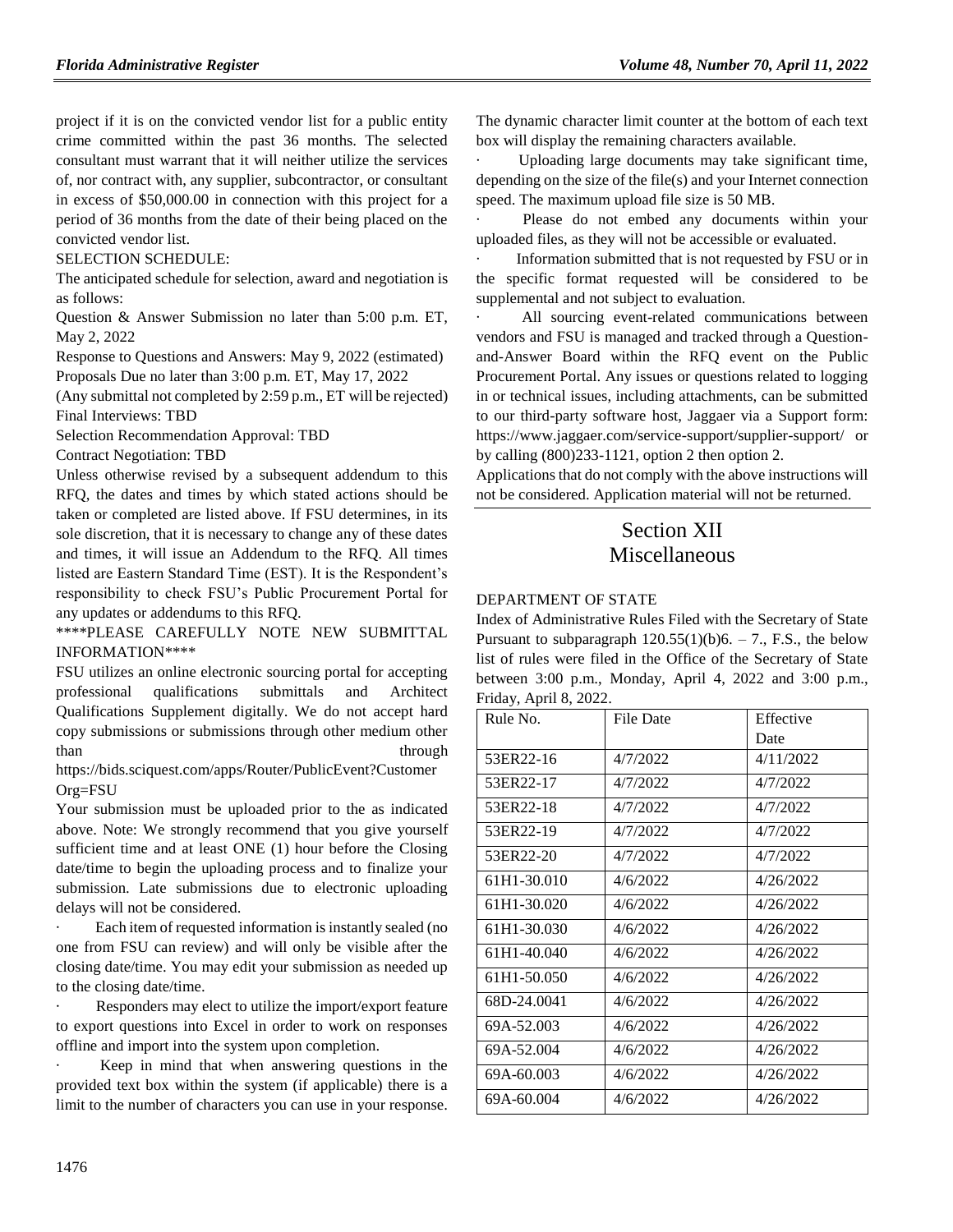project if it is on the convicted vendor list for a public entity crime committed within the past 36 months. The selected consultant must warrant that it will neither utilize the services of, nor contract with, any supplier, subcontractor, or consultant in excess of $50,000.00 in connection with this project for a period of 36 months from the date of their being placed on the convicted vendor list.

SELECTION SCHEDULE:

The anticipated schedule for selection, award and negotiation is as follows:

Question & Answer Submission no later than 5:00 p.m. ET, May 2, 2022

Response to Questions and Answers: May 9, 2022 (estimated)

Proposals Due no later than 3:00 p.m. ET, May 17, 2022

(Any submittal not completed by 2:59 p.m., ET will be rejected)

Final Interviews: TBD

Selection Recommendation Approval: TBD

Contract Negotiation: TBD

Unless otherwise revised by a subsequent addendum to this RFQ, the dates and times by which stated actions should be taken or completed are listed above. If FSU determines, in its sole discretion, that it is necessary to change any of these dates and times, it will issue an Addendum to the RFQ. All times listed are Eastern Standard Time (EST). It is the Respondent's responsibility to check FSU's Public Procurement Portal for any updates or addendums to this RFQ.

****PLEASE CAREFULLY NOTE NEW SUBMITTAL INFORMATION****

FSU utilizes an online electronic sourcing portal for accepting professional qualifications submittals and Architect Qualifications Supplement digitally. We do not accept hard copy submissions or submissions through other medium other than through https://bids.sciquest.com/apps/Router/PublicEvent?CustomerOrg=FSU

Your submission must be uploaded prior to the as indicated above. Note: We strongly recommend that you give yourself sufficient time and at least ONE (1) hour before the Closing date/time to begin the uploading process and to finalize your submission. Late submissions due to electronic uploading delays will not be considered.

· Each item of requested information is instantly sealed (no one from FSU can review) and will only be visible after the closing date/time. You may edit your submission as needed up to the closing date/time.

· Responders may elect to utilize the import/export feature to export questions into Excel in order to work on responses offline and import into the system upon completion.

· Keep in mind that when answering questions in the provided text box within the system (if applicable) there is a limit to the number of characters you can use in your response. The dynamic character limit counter at the bottom of each text box will display the remaining characters available.

· Uploading large documents may take significant time, depending on the size of the file(s) and your Internet connection speed. The maximum upload file size is 50 MB.

· Please do not embed any documents within your uploaded files, as they will not be accessible or evaluated.

· Information submitted that is not requested by FSU or in the specific format requested will be considered to be supplemental and not subject to evaluation.

· All sourcing event-related communications between vendors and FSU is managed and tracked through a Question-and-Answer Board within the RFQ event on the Public Procurement Portal. Any issues or questions related to logging in or technical issues, including attachments, can be submitted to our third-party software host, Jaggaer via a Support form: https://www.jaggaer.com/service-support/supplier-support/ or by calling (800)233-1121, option 2 then option 2.

Applications that do not comply with the above instructions will not be considered. Application material will not be returned.

# Section XII
# Miscellaneous

DEPARTMENT OF STATE

Index of Administrative Rules Filed with the Secretary of State Pursuant to subparagraph 120.55(1)(b)6. – 7., F.S., the below list of rules were filed in the Office of the Secretary of State between 3:00 p.m., Monday, April 4, 2022 and 3:00 p.m., Friday, April 8, 2022.

| Rule No. | File Date | Effective Date |
|---|---|---|
| 53ER22-16 | 4/7/2022 | 4/11/2022 |
| 53ER22-17 | 4/7/2022 | 4/7/2022 |
| 53ER22-18 | 4/7/2022 | 4/7/2022 |
| 53ER22-19 | 4/7/2022 | 4/7/2022 |
| 53ER22-20 | 4/7/2022 | 4/7/2022 |
| 61H1-30.010 | 4/6/2022 | 4/26/2022 |
| 61H1-30.020 | 4/6/2022 | 4/26/2022 |
| 61H1-30.030 | 4/6/2022 | 4/26/2022 |
| 61H1-40.040 | 4/6/2022 | 4/26/2022 |
| 61H1-50.050 | 4/6/2022 | 4/26/2022 |
| 68D-24.0041 | 4/6/2022 | 4/26/2022 |
| 69A-52.003 | 4/6/2022 | 4/26/2022 |
| 69A-52.004 | 4/6/2022 | 4/26/2022 |
| 69A-60.003 | 4/6/2022 | 4/26/2022 |
| 69A-60.004 | 4/6/2022 | 4/26/2022 |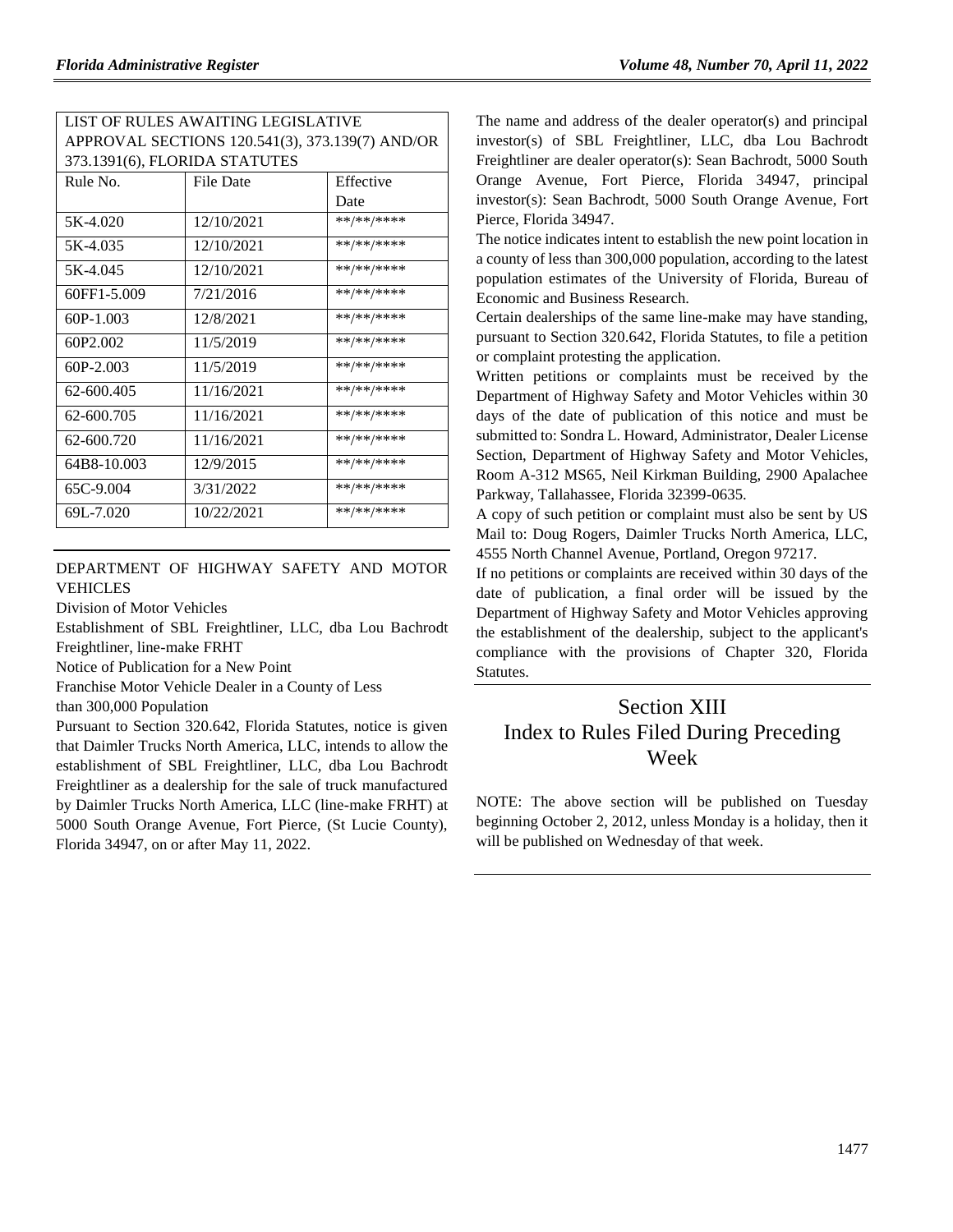| LIST OF RULES AWAITING LEGISLATIVE APPROVAL SECTIONS 120.541(3), 373.139(7) AND/OR 373.1391(6), FLORIDA STATUTES | | |
|---|---|---|
| Rule No. | File Date | Effective Date |
| 5K-4.020 | 12/10/2021 | **/**/**** |
| 5K-4.035 | 12/10/2021 | **/**/**** |
| 5K-4.045 | 12/10/2021 | **/**/**** |
| 60FF1-5.009 | 7/21/2016 | **/**/**** |
| 60P-1.003 | 12/8/2021 | **/**/**** |
| 60P2.002 | 11/5/2019 | **/**/**** |
| 60P-2.003 | 11/5/2019 | **/**/**** |
| 62-600.405 | 11/16/2021 | **/**/**** |
| 62-600.705 | 11/16/2021 | **/**/**** |
| 62-600.720 | 11/16/2021 | **/**/**** |
| 64B8-10.003 | 12/9/2015 | **/**/**** |
| 65C-9.004 | 3/31/2022 | **/**/**** |
| 69L-7.020 | 10/22/2021 | **/**/**** |

DEPARTMENT OF HIGHWAY SAFETY AND MOTOR VEHICLES

Division of Motor Vehicles

Establishment of SBL Freightliner, LLC, dba Lou Bachrodt Freightliner, line-make FRHT

Notice of Publication for a New Point

Franchise Motor Vehicle Dealer in a County of Less than 300,000 Population

Pursuant to Section 320.642, Florida Statutes, notice is given that Daimler Trucks North America, LLC, intends to allow the establishment of SBL Freightliner, LLC, dba Lou Bachrodt Freightliner as a dealership for the sale of truck manufactured by Daimler Trucks North America, LLC (line-make FRHT) at 5000 South Orange Avenue, Fort Pierce, (St Lucie County), Florida 34947, on or after May 11, 2022.

The name and address of the dealer operator(s) and principal investor(s) of SBL Freightliner, LLC, dba Lou Bachrodt Freightliner are dealer operator(s): Sean Bachrodt, 5000 South Orange Avenue, Fort Pierce, Florida 34947, principal investor(s): Sean Bachrodt, 5000 South Orange Avenue, Fort Pierce, Florida 34947.

The notice indicates intent to establish the new point location in a county of less than 300,000 population, according to the latest population estimates of the University of Florida, Bureau of Economic and Business Research.

Certain dealerships of the same line-make may have standing, pursuant to Section 320.642, Florida Statutes, to file a petition or complaint protesting the application.

Written petitions or complaints must be received by the Department of Highway Safety and Motor Vehicles within 30 days of the date of publication of this notice and must be submitted to: Sondra L. Howard, Administrator, Dealer License Section, Department of Highway Safety and Motor Vehicles, Room A-312 MS65, Neil Kirkman Building, 2900 Apalachee Parkway, Tallahassee, Florida 32399-0635.

A copy of such petition or complaint must also be sent by US Mail to: Doug Rogers, Daimler Trucks North America, LLC, 4555 North Channel Avenue, Portland, Oregon 97217.

If no petitions or complaints are received within 30 days of the date of publication, a final order will be issued by the Department of Highway Safety and Motor Vehicles approving the establishment of the dealership, subject to the applicant's compliance with the provisions of Chapter 320, Florida Statutes.

# Section XIII
# Index to Rules Filed During Preceding Week

NOTE: The above section will be published on Tuesday beginning October 2, 2012, unless Monday is a holiday, then it will be published on Wednesday of that week.